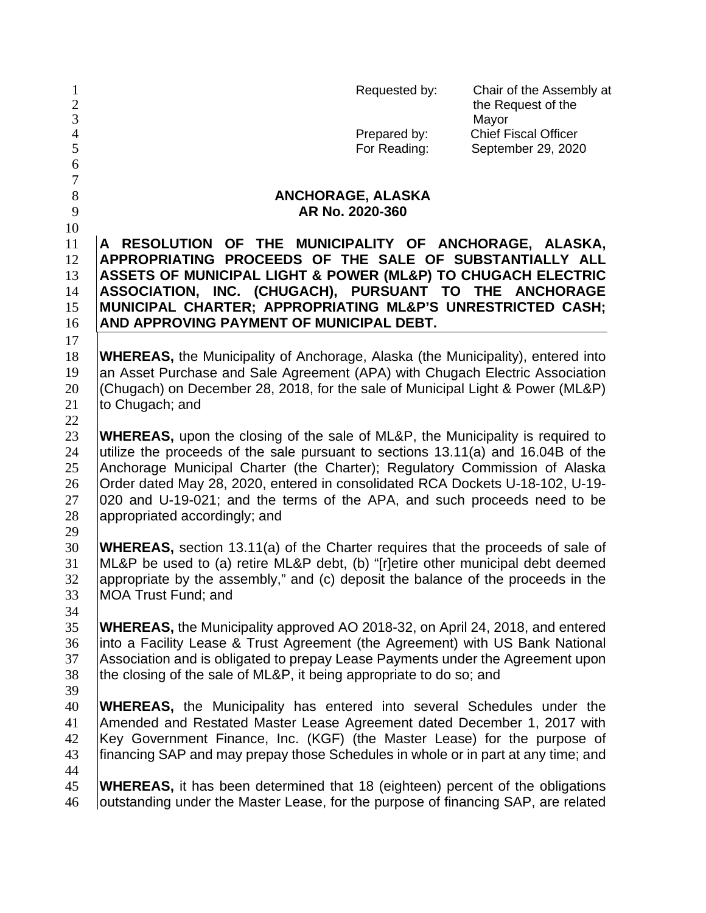Requested by: Chair of the Assembly at the Request of the Mayor
Prepared by: Chief Fiscal Officer
For Reading: September 29, 2020

# ANCHORAGE, ALASKA
## AR No. 2020-360

**A RESOLUTION OF THE MUNICIPALITY OF ANCHORAGE, ALASKA, APPROPRIATING PROCEEDS OF THE SALE OF SUBSTANTIALLY ALL ASSETS OF MUNICIPAL LIGHT & POWER (ML&P) TO CHUGACH ELECTRIC ASSOCIATION, INC. (CHUGACH), PURSUANT TO THE ANCHORAGE MUNICIPAL CHARTER; APPROPRIATING ML&P'S UNRESTRICTED CASH; AND APPROVING PAYMENT OF MUNICIPAL DEBT.**

**WHEREAS,** the Municipality of Anchorage, Alaska (the Municipality), entered into an Asset Purchase and Sale Agreement (APA) with Chugach Electric Association (Chugach) on December 28, 2018, for the sale of Municipal Light & Power (ML&P) to Chugach; and

**WHEREAS,** upon the closing of the sale of ML&P, the Municipality is required to utilize the proceeds of the sale pursuant to sections 13.11(a) and 16.04B of the Anchorage Municipal Charter (the Charter); Regulatory Commission of Alaska Order dated May 28, 2020, entered in consolidated RCA Dockets U-18-102, U-19-020 and U-19-021; and the terms of the APA, and such proceeds need to be appropriated accordingly; and

**WHEREAS,** section 13.11(a) of the Charter requires that the proceeds of sale of ML&P be used to (a) retire ML&P debt, (b) "[r]etire other municipal debt deemed appropriate by the assembly," and (c) deposit the balance of the proceeds in the MOA Trust Fund; and

**WHEREAS,** the Municipality approved AO 2018-32, on April 24, 2018, and entered into a Facility Lease & Trust Agreement (the Agreement) with US Bank National Association and is obligated to prepay Lease Payments under the Agreement upon the closing of the sale of ML&P, it being appropriate to do so; and

**WHEREAS,** the Municipality has entered into several Schedules under the Amended and Restated Master Lease Agreement dated December 1, 2017 with Key Government Finance, Inc. (KGF) (the Master Lease) for the purpose of financing SAP and may prepay those Schedules in whole or in part at any time; and

**WHEREAS,** it has been determined that 18 (eighteen) percent of the obligations outstanding under the Master Lease, for the purpose of financing SAP, are related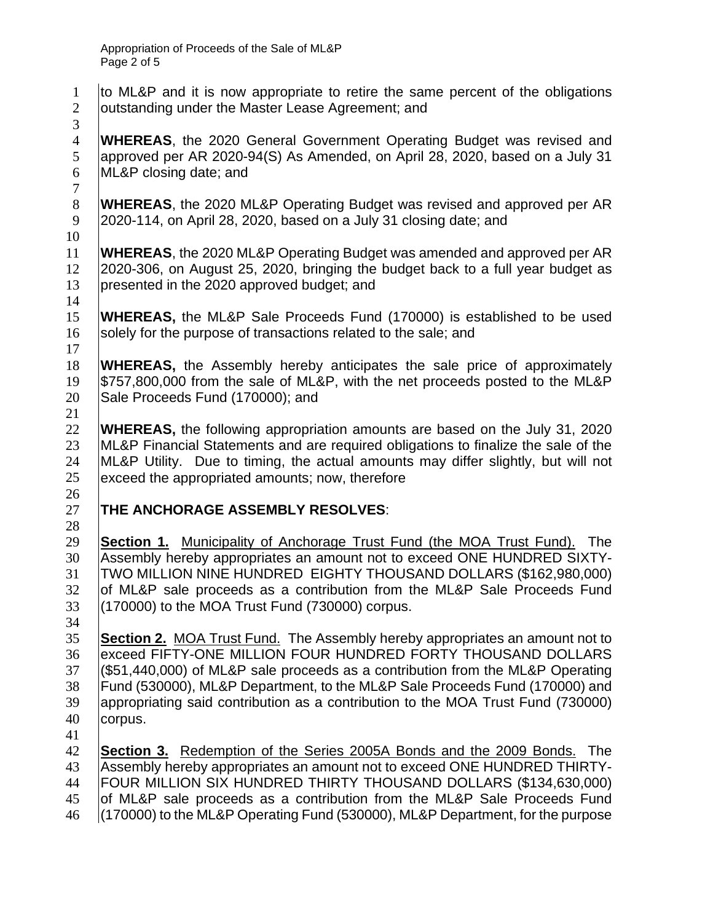to ML&P and it is now appropriate to retire the same percent of the obligations outstanding under the Master Lease Agreement; and

**WHEREAS**, the 2020 General Government Operating Budget was revised and approved per AR 2020-94(S) As Amended, on April 28, 2020, based on a July 31 ML&P closing date; and

**WHEREAS**, the 2020 ML&P Operating Budget was revised and approved per AR 2020-114, on April 28, 2020, based on a July 31 closing date; and

**WHEREAS**, the 2020 ML&P Operating Budget was amended and approved per AR 2020-306, on August 25, 2020, bringing the budget back to a full year budget as presented in the 2020 approved budget; and

**WHEREAS,** the ML&P Sale Proceeds Fund (170000) is established to be used solely for the purpose of transactions related to the sale; and

**WHEREAS,** the Assembly hereby anticipates the sale price of approximately $757,800,000 from the sale of ML&P, with the net proceeds posted to the ML&P Sale Proceeds Fund (170000); and

**WHEREAS,** the following appropriation amounts are based on the July 31, 2020 ML&P Financial Statements and are required obligations to finalize the sale of the ML&P Utility. Due to timing, the actual amounts may differ slightly, but will not exceed the appropriated amounts; now, therefore

**THE ANCHORAGE ASSEMBLY RESOLVES**:

**Section 1.** Municipality of Anchorage Trust Fund (the MOA Trust Fund). The Assembly hereby appropriates an amount not to exceed ONE HUNDRED SIXTY-TWO MILLION NINE HUNDRED EIGHTY THOUSAND DOLLARS ($162,980,000) of ML&P sale proceeds as a contribution from the ML&P Sale Proceeds Fund (170000) to the MOA Trust Fund (730000) corpus.

**Section 2.** MOA Trust Fund. The Assembly hereby appropriates an amount not to exceed FIFTY-ONE MILLION FOUR HUNDRED FORTY THOUSAND DOLLARS ($51,440,000) of ML&P sale proceeds as a contribution from the ML&P Operating Fund (530000), ML&P Department, to the ML&P Sale Proceeds Fund (170000) and appropriating said contribution as a contribution to the MOA Trust Fund (730000) corpus.

**Section 3.** Redemption of the Series 2005A Bonds and the 2009 Bonds. The Assembly hereby appropriates an amount not to exceed ONE HUNDRED THIRTY-FOUR MILLION SIX HUNDRED THIRTY THOUSAND DOLLARS ($134,630,000) of ML&P sale proceeds as a contribution from the ML&P Sale Proceeds Fund (170000) to the ML&P Operating Fund (530000), ML&P Department, for the purpose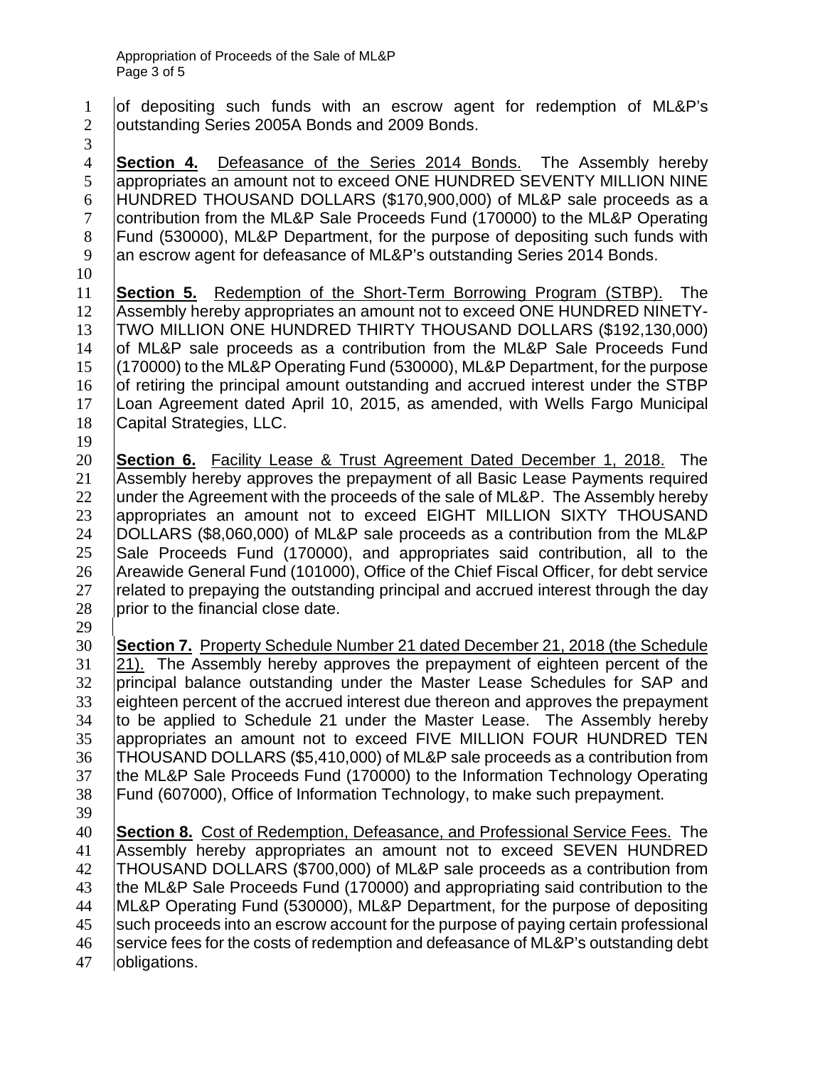of depositing such funds with an escrow agent for redemption of ML&P's outstanding Series 2005A Bonds and 2009 Bonds.

**Section 4.** Defeasance of the Series 2014 Bonds. The Assembly hereby appropriates an amount not to exceed ONE HUNDRED SEVENTY MILLION NINE HUNDRED THOUSAND DOLLARS ($170,900,000) of ML&P sale proceeds as a contribution from the ML&P Sale Proceeds Fund (170000) to the ML&P Operating Fund (530000), ML&P Department, for the purpose of depositing such funds with an escrow agent for defeasance of ML&P's outstanding Series 2014 Bonds.

**Section 5.** Redemption of the Short-Term Borrowing Program (STBP). The Assembly hereby appropriates an amount not to exceed ONE HUNDRED NINETY-TWO MILLION ONE HUNDRED THIRTY THOUSAND DOLLARS ($192,130,000) of ML&P sale proceeds as a contribution from the ML&P Sale Proceeds Fund (170000) to the ML&P Operating Fund (530000), ML&P Department, for the purpose of retiring the principal amount outstanding and accrued interest under the STBP Loan Agreement dated April 10, 2015, as amended, with Wells Fargo Municipal Capital Strategies, LLC.

**Section 6.** Facility Lease & Trust Agreement Dated December 1, 2018. The Assembly hereby approves the prepayment of all Basic Lease Payments required under the Agreement with the proceeds of the sale of ML&P. The Assembly hereby appropriates an amount not to exceed EIGHT MILLION SIXTY THOUSAND DOLLARS ($8,060,000) of ML&P sale proceeds as a contribution from the ML&P Sale Proceeds Fund (170000), and appropriates said contribution, all to the Areawide General Fund (101000), Office of the Chief Fiscal Officer, for debt service related to prepaying the outstanding principal and accrued interest through the day prior to the financial close date.

**Section 7.** Property Schedule Number 21 dated December 21, 2018 (the Schedule 21). The Assembly hereby approves the prepayment of eighteen percent of the principal balance outstanding under the Master Lease Schedules for SAP and eighteen percent of the accrued interest due thereon and approves the prepayment to be applied to Schedule 21 under the Master Lease. The Assembly hereby appropriates an amount not to exceed FIVE MILLION FOUR HUNDRED TEN THOUSAND DOLLARS ($5,410,000) of ML&P sale proceeds as a contribution from the ML&P Sale Proceeds Fund (170000) to the Information Technology Operating Fund (607000), Office of Information Technology, to make such prepayment.

**Section 8.** Cost of Redemption, Defeasance, and Professional Service Fees. The Assembly hereby appropriates an amount not to exceed SEVEN HUNDRED THOUSAND DOLLARS ($700,000) of ML&P sale proceeds as a contribution from the ML&P Sale Proceeds Fund (170000) and appropriating said contribution to the ML&P Operating Fund (530000), ML&P Department, for the purpose of depositing such proceeds into an escrow account for the purpose of paying certain professional service fees for the costs of redemption and defeasance of ML&P's outstanding debt obligations.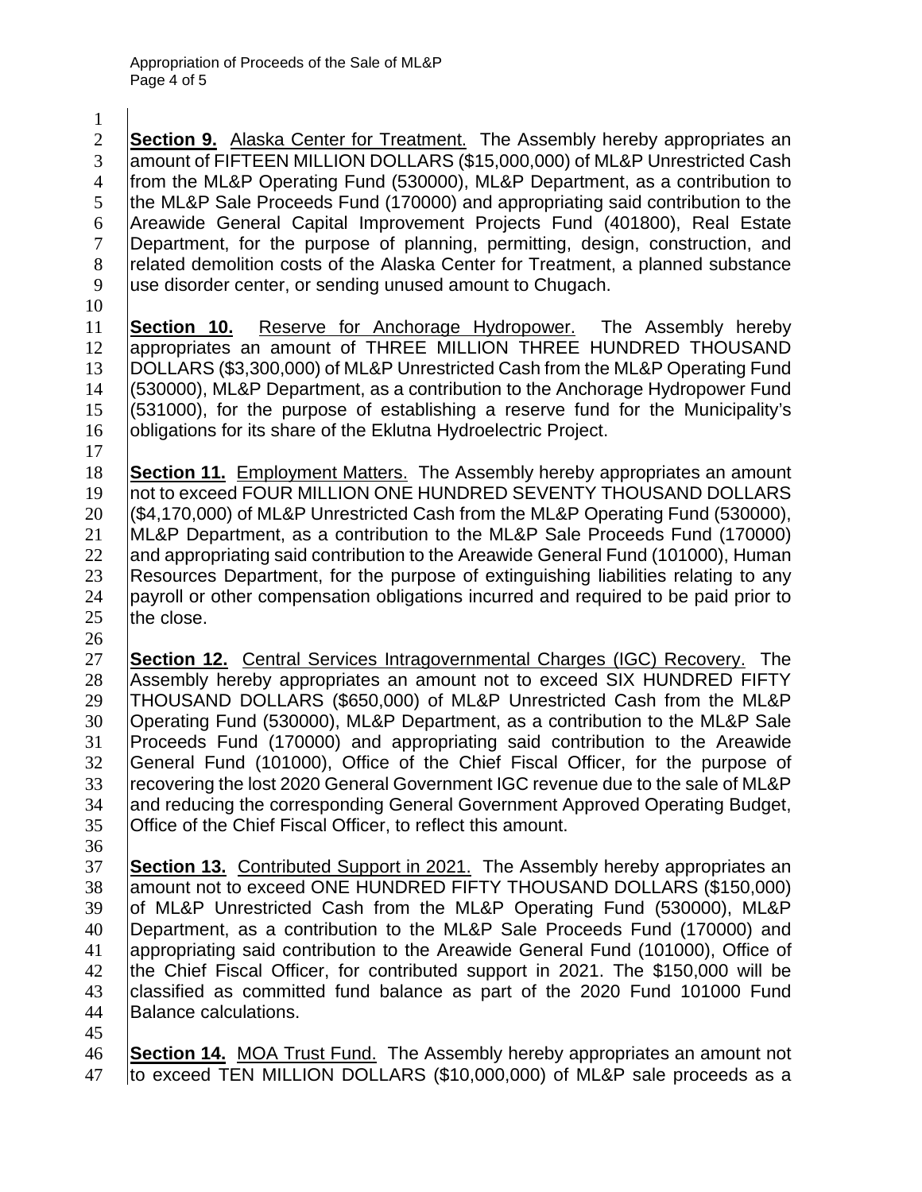**Section 9.** Alaska Center for Treatment. The Assembly hereby appropriates an amount of FIFTEEN MILLION DOLLARS ($15,000,000) of ML&P Unrestricted Cash from the ML&P Operating Fund (530000), ML&P Department, as a contribution to the ML&P Sale Proceeds Fund (170000) and appropriating said contribution to the Areawide General Capital Improvement Projects Fund (401800), Real Estate Department, for the purpose of planning, permitting, design, construction, and related demolition costs of the Alaska Center for Treatment, a planned substance use disorder center, or sending unused amount to Chugach.

**Section 10.** Reserve for Anchorage Hydropower. The Assembly hereby appropriates an amount of THREE MILLION THREE HUNDRED THOUSAND DOLLARS ($3,300,000) of ML&P Unrestricted Cash from the ML&P Operating Fund (530000), ML&P Department, as a contribution to the Anchorage Hydropower Fund (531000), for the purpose of establishing a reserve fund for the Municipality's obligations for its share of the Eklutna Hydroelectric Project.

**Section 11.** Employment Matters. The Assembly hereby appropriates an amount not to exceed FOUR MILLION ONE HUNDRED SEVENTY THOUSAND DOLLARS ($4,170,000) of ML&P Unrestricted Cash from the ML&P Operating Fund (530000), ML&P Department, as a contribution to the ML&P Sale Proceeds Fund (170000) and appropriating said contribution to the Areawide General Fund (101000), Human Resources Department, for the purpose of extinguishing liabilities relating to any payroll or other compensation obligations incurred and required to be paid prior to the close.

**Section 12.** Central Services Intragovernmental Charges (IGC) Recovery. The Assembly hereby appropriates an amount not to exceed SIX HUNDRED FIFTY THOUSAND DOLLARS ($650,000) of ML&P Unrestricted Cash from the ML&P Operating Fund (530000), ML&P Department, as a contribution to the ML&P Sale Proceeds Fund (170000) and appropriating said contribution to the Areawide General Fund (101000), Office of the Chief Fiscal Officer, for the purpose of recovering the lost 2020 General Government IGC revenue due to the sale of ML&P and reducing the corresponding General Government Approved Operating Budget, Office of the Chief Fiscal Officer, to reflect this amount.

**Section 13.** Contributed Support in 2021. The Assembly hereby appropriates an amount not to exceed ONE HUNDRED FIFTY THOUSAND DOLLARS ($150,000) of ML&P Unrestricted Cash from the ML&P Operating Fund (530000), ML&P Department, as a contribution to the ML&P Sale Proceeds Fund (170000) and appropriating said contribution to the Areawide General Fund (101000), Office of the Chief Fiscal Officer, for contributed support in 2021. The $150,000 will be classified as committed fund balance as part of the 2020 Fund 101000 Fund Balance calculations.

**Section 14.** MOA Trust Fund. The Assembly hereby appropriates an amount not to exceed TEN MILLION DOLLARS ($10,000,000) of ML&P sale proceeds as a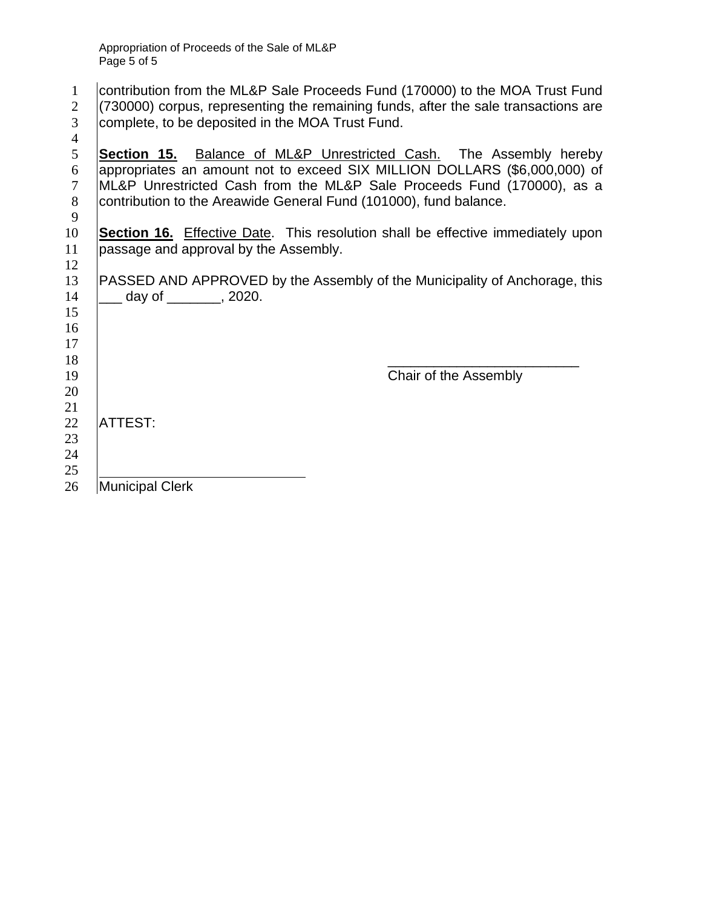contribution from the ML&P Sale Proceeds Fund (170000) to the MOA Trust Fund (730000) corpus, representing the remaining funds, after the sale transactions are complete, to be deposited in the MOA Trust Fund.

**Section 15.** Balance of ML&P Unrestricted Cash. The Assembly hereby appropriates an amount not to exceed SIX MILLION DOLLARS ($6,000,000) of ML&P Unrestricted Cash from the ML&P Sale Proceeds Fund (170000), as a contribution to the Areawide General Fund (101000), fund balance.

**Section 16.** Effective Date. This resolution shall be effective immediately upon passage and approval by the Assembly.

PASSED AND APPROVED by the Assembly of the Municipality of Anchorage, this ___ day of _______, 2020.

_________________________

Chair of the Assembly

ATTEST:

_________________________

Municipal Clerk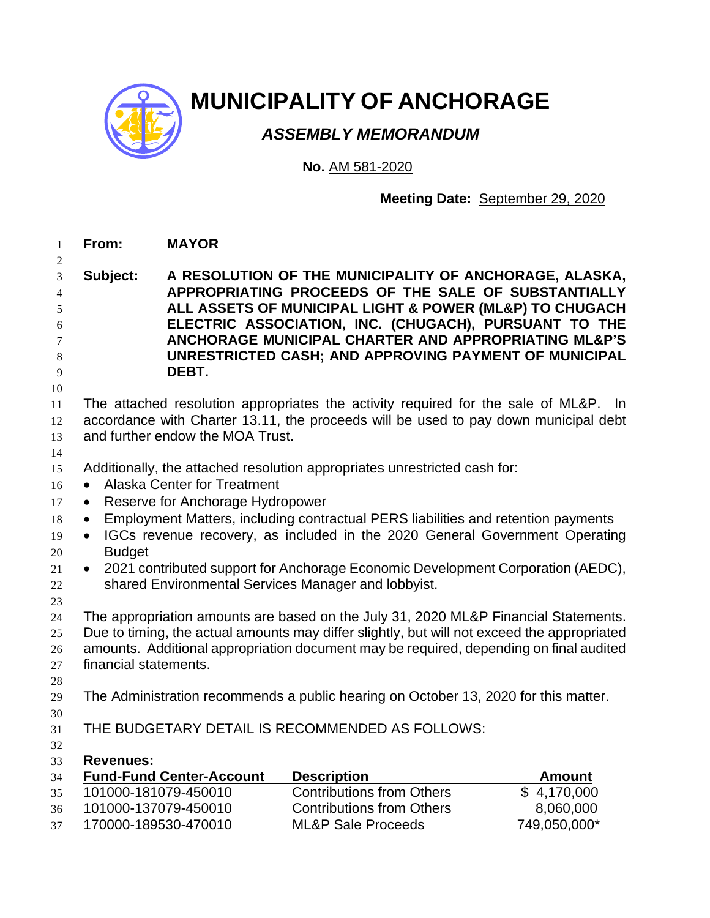# MUNICIPALITY OF ANCHORAGE

## *ASSEMBLY MEMORANDUM*

**No.** AM 581-2020

**Meeting Date:** September 29, 2020

**From:** **MAYOR**

**Subject:** **A RESOLUTION OF THE MUNICIPALITY OF ANCHORAGE, ALASKA, APPROPRIATING PROCEEDS OF THE SALE OF SUBSTANTIALLY ALL ASSETS OF MUNICIPAL LIGHT & POWER (ML&P) TO CHUGACH ELECTRIC ASSOCIATION, INC. (CHUGACH), PURSUANT TO THE ANCHORAGE MUNICIPAL CHARTER AND APPROPRIATING ML&P'S UNRESTRICTED CASH; AND APPROVING PAYMENT OF MUNICIPAL DEBT.**

The attached resolution appropriates the activity required for the sale of ML&P. In accordance with Charter 13.11, the proceeds will be used to pay down municipal debt and further endow the MOA Trust.

Additionally, the attached resolution appropriates unrestricted cash for:

- Alaska Center for Treatment
- Reserve for Anchorage Hydropower
- Employment Matters, including contractual PERS liabilities and retention payments
- IGCs revenue recovery, as included in the 2020 General Government Operating Budget
- 2021 contributed support for Anchorage Economic Development Corporation (AEDC), shared Environmental Services Manager and lobbyist.

The appropriation amounts are based on the July 31, 2020 ML&P Financial Statements. Due to timing, the actual amounts may differ slightly, but will not exceed the appropriated amounts. Additional appropriation document may be required, depending on final audited financial statements.

The Administration recommends a public hearing on October 13, 2020 for this matter.

THE BUDGETARY DETAIL IS RECOMMENDED AS FOLLOWS:

**Revenues:**

| Fund-Fund Center-Account | Description | Amount |
|---|---|---|
| 101000-181079-450010 | Contributions from Others | $ 4,170,000 |
| 101000-137079-450010 | Contributions from Others | 8,060,000 |
| 170000-189530-470010 | ML&P Sale Proceeds | 749,050,000* |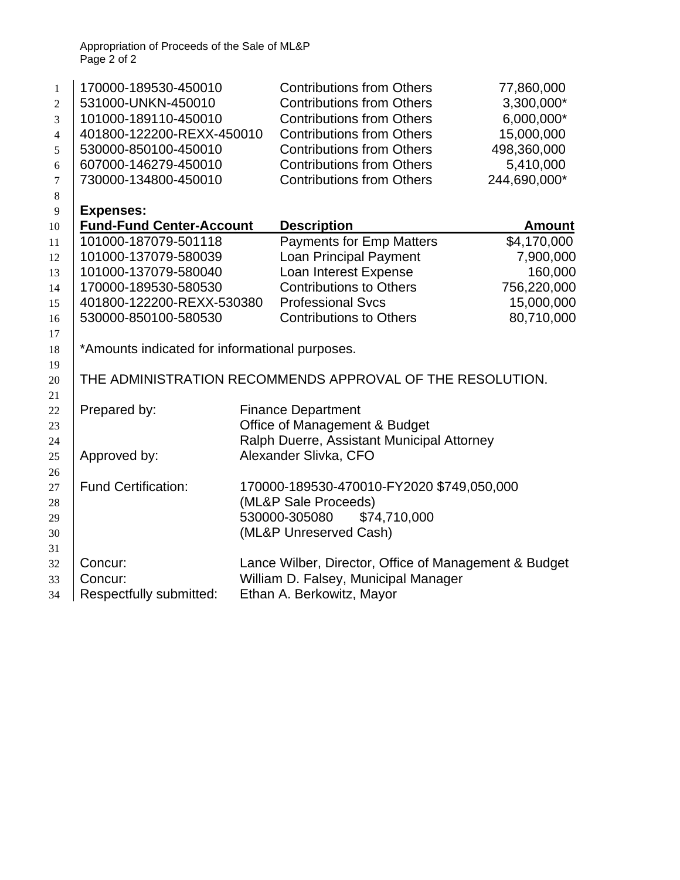| | | |
|---|---|---|
| 170000-189530-450010 | Contributions from Others | 77,860,000 |
| 531000-UNKN-450010 | Contributions from Others | 3,300,000* |
| 101000-189110-450010 | Contributions from Others | 6,000,000* |
| 401800-122200-REXX-450010 | Contributions from Others | 15,000,000 |
| 530000-850100-450010 | Contributions from Others | 498,360,000 |
| 607000-146279-450010 | Contributions from Others | 5,410,000 |
| 730000-134800-450010 | Contributions from Others | 244,690,000* |

**Expenses:**

| Fund-Fund Center-Account | Description | Amount |
|---|---|---|
| 101000-187079-501118 | Payments for Emp Matters | $4,170,000 |
| 101000-137079-580039 | Loan Principal Payment | 7,900,000 |
| 101000-137079-580040 | Loan Interest Expense | 160,000 |
| 170000-189530-580530 | Contributions to Others | 756,220,000 |
| 401800-122200-REXX-530380 | Professional Svcs | 15,000,000 |
| 530000-850100-580530 | Contributions to Others | 80,710,000 |

*Amounts indicated for informational purposes.

THE ADMINISTRATION RECOMMENDS APPROVAL OF THE RESOLUTION.

Prepared by: Finance Department
Office of Management & Budget
Ralph Duerre, Assistant Municipal Attorney

Approved by: Alexander Slivka, CFO

Fund Certification: 170000-189530-470010-FY2020 $749,050,000
(ML&P Sale Proceeds)
530000-305080 $74,710,000
(ML&P Unreserved Cash)

Concur: Lance Wilber, Director, Office of Management & Budget
Concur: William D. Falsey, Municipal Manager
Respectfully submitted: Ethan A. Berkowitz, Mayor